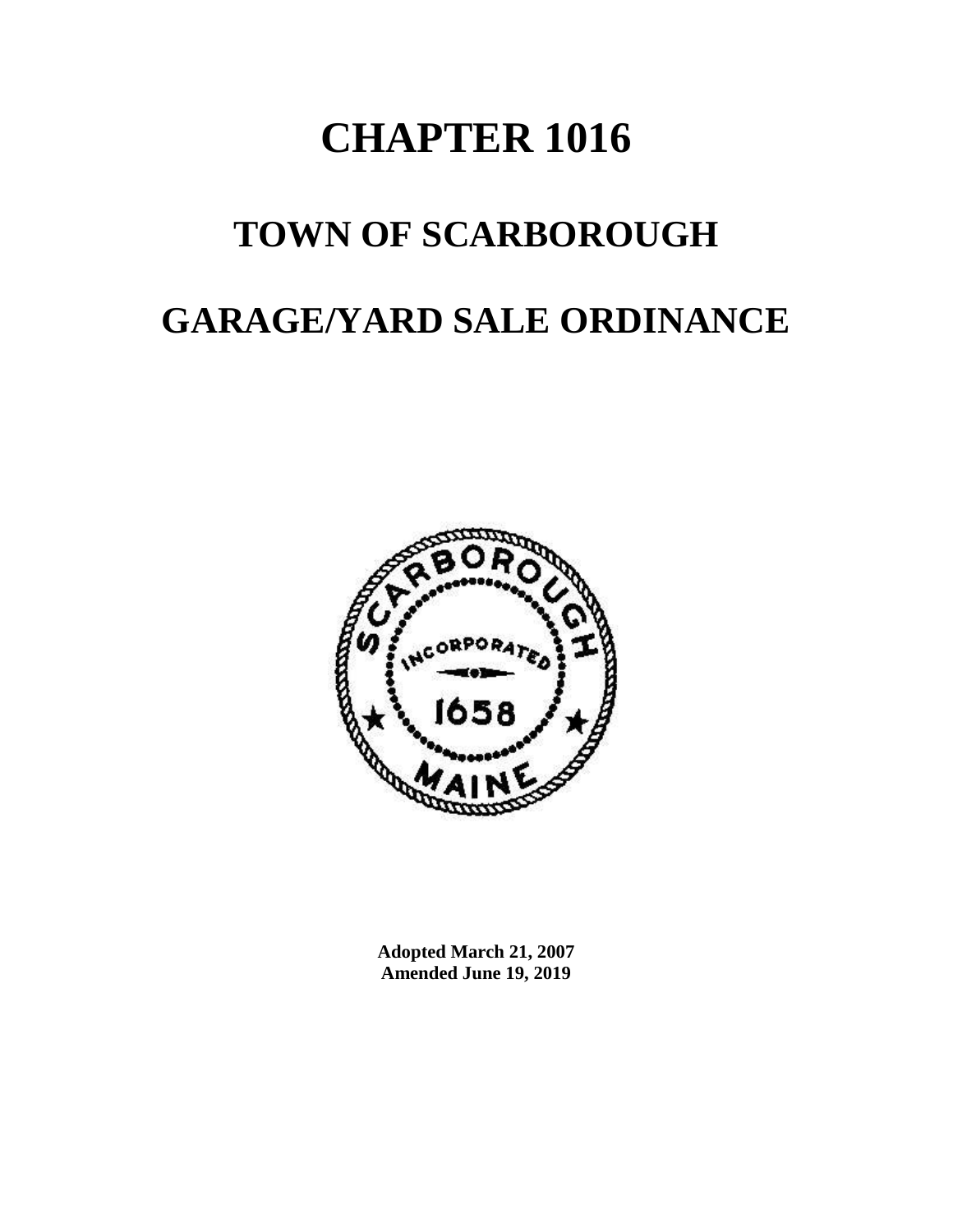# CHAPTER 1016

# TOWN OF SCARBOROUGH

# GARAGE/YARD SALE ORDINANCE

**Adopted March 21, 2007**
**Amended June 19, 2019**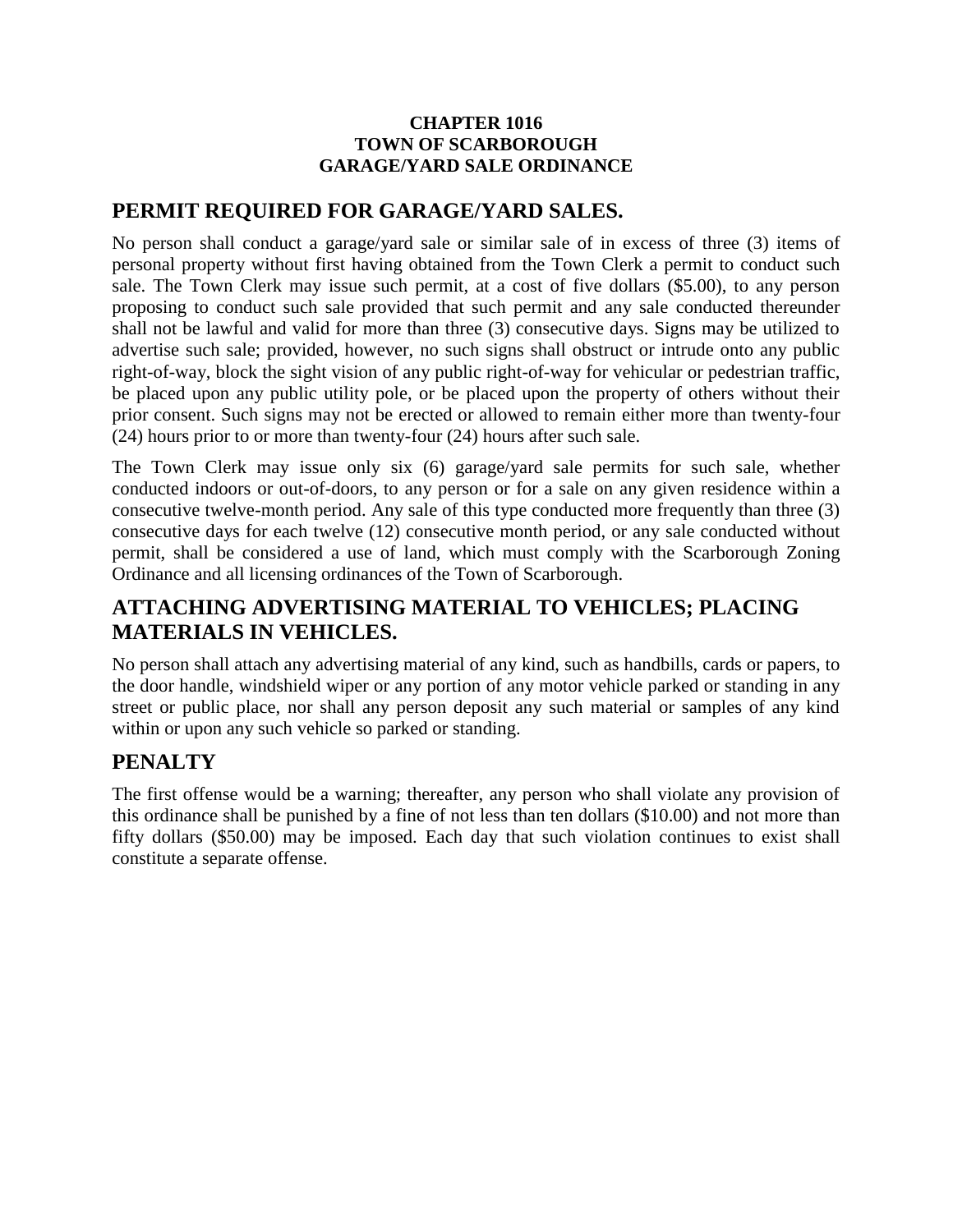**CHAPTER 1016**
**TOWN OF SCARBOROUGH**
**GARAGE/YARD SALE ORDINANCE**

## PERMIT REQUIRED FOR GARAGE/YARD SALES.

No person shall conduct a garage/yard sale or similar sale of in excess of three (3) items of personal property without first having obtained from the Town Clerk a permit to conduct such sale. The Town Clerk may issue such permit, at a cost of five dollars ($5.00), to any person proposing to conduct such sale provided that such permit and any sale conducted thereunder shall not be lawful and valid for more than three (3) consecutive days. Signs may be utilized to advertise such sale; provided, however, no such signs shall obstruct or intrude onto any public right-of-way, block the sight vision of any public right-of-way for vehicular or pedestrian traffic, be placed upon any public utility pole, or be placed upon the property of others without their prior consent. Such signs may not be erected or allowed to remain either more than twenty-four (24) hours prior to or more than twenty-four (24) hours after such sale.

The Town Clerk may issue only six (6) garage/yard sale permits for such sale, whether conducted indoors or out-of-doors, to any person or for a sale on any given residence within a consecutive twelve-month period. Any sale of this type conducted more frequently than three (3) consecutive days for each twelve (12) consecutive month period, or any sale conducted without permit, shall be considered a use of land, which must comply with the Scarborough Zoning Ordinance and all licensing ordinances of the Town of Scarborough.

## ATTACHING ADVERTISING MATERIAL TO VEHICLES; PLACING MATERIALS IN VEHICLES.

No person shall attach any advertising material of any kind, such as handbills, cards or papers, to the door handle, windshield wiper or any portion of any motor vehicle parked or standing in any street or public place, nor shall any person deposit any such material or samples of any kind within or upon any such vehicle so parked or standing.

## PENALTY

The first offense would be a warning; thereafter, any person who shall violate any provision of this ordinance shall be punished by a fine of not less than ten dollars ($10.00) and not more than fifty dollars ($50.00) may be imposed. Each day that such violation continues to exist shall constitute a separate offense.